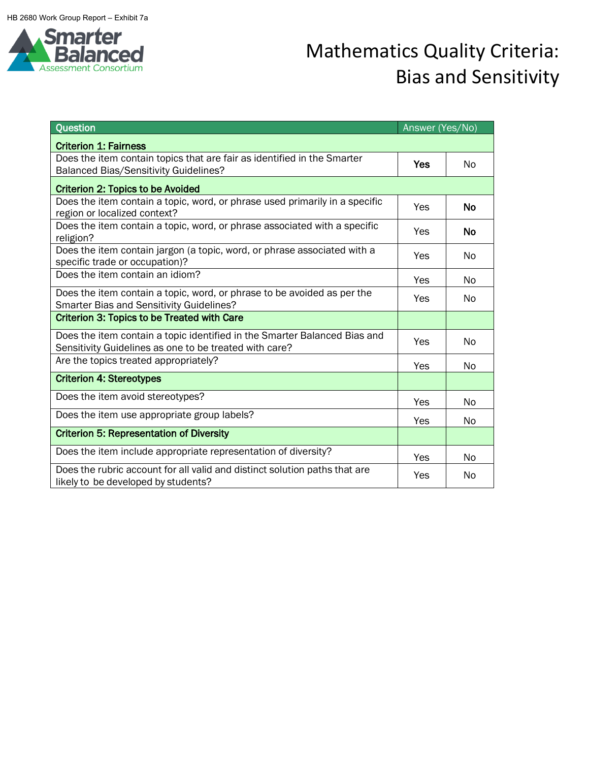HB 2680 Work Group Report – Exhibit 7a

Smarter Balanced Assessment Consortium

# Mathematics Quality Criteria: Bias and Sensitivity

| Question | Answer (Yes/No) | |
|---|---|---|
| **Criterion 1: Fairness** | | |
| Does the item contain topics that are fair as identified in the Smarter Balanced Bias/Sensitivity Guidelines? | **Yes** | No |
| **Criterion 2: Topics to be Avoided** | | |
| Does the item contain a topic, word, or phrase used primarily in a specific region or localized context? | Yes | **No** |
| Does the item contain a topic, word, or phrase associated with a specific religion? | Yes | **No** |
| Does the item contain jargon (a topic, word, or phrase associated with a specific trade or occupation)? | Yes | No |
| Does the item contain an idiom? | Yes | No |
| Does the item contain a topic, word, or phrase to be avoided as per the Smarter Bias and Sensitivity Guidelines? | Yes | No |
| **Criterion 3: Topics to be Treated with Care** | | |
| Does the item contain a topic identified in the Smarter Balanced Bias and Sensitivity Guidelines as one to be treated with care? | Yes | No |
| Are the topics treated appropriately? | Yes | No |
| **Criterion 4: Stereotypes** | | |
| Does the item avoid stereotypes? | Yes | No |
| Does the item use appropriate group labels? | Yes | No |
| **Criterion 5: Representation of Diversity** | | |
| Does the item include appropriate representation of diversity? | Yes | No |
| Does the rubric account for all valid and distinct solution paths that are likely to be developed by students? | Yes | No |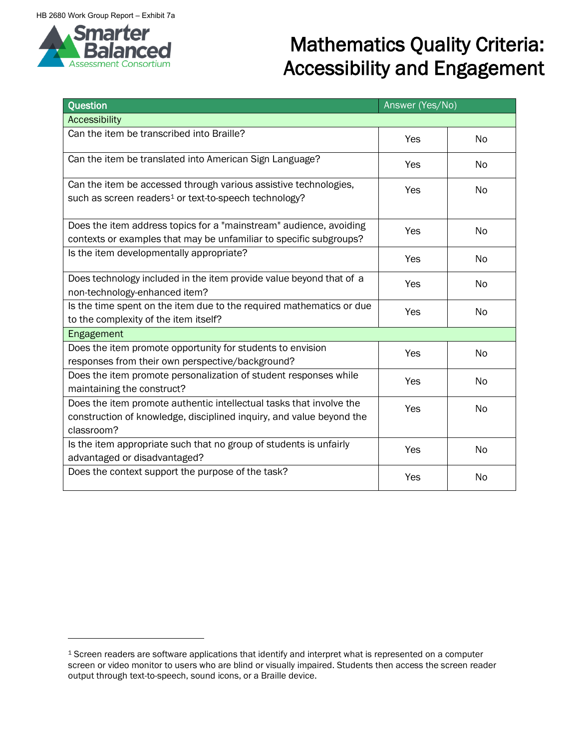HB 2680 Work Group Report – Exhibit 7a

Smarter Balanced Assessment Consortium

# Mathematics Quality Criteria: Accessibility and Engagement

| Question | Answer (Yes/No) | |
|---|---|---|
| Accessibility | | |
| Can the item be transcribed into Braille? | Yes | No |
| Can the item be translated into American Sign Language? | Yes | No |
| Can the item be accessed through various assistive technologies, such as screen readers[1] or text-to-speech technology? | Yes | No |
| Does the item address topics for a "mainstream" audience, avoiding contexts or examples that may be unfamiliar to specific subgroups? | Yes | No |
| Is the item developmentally appropriate? | Yes | No |
| Does technology included in the item provide value beyond that of a non-technology-enhanced item? | Yes | No |
| Is the time spent on the item due to the required mathematics or due to the complexity of the item itself? | Yes | No |
| Engagement | | |
| Does the item promote opportunity for students to envision responses from their own perspective/background? | Yes | No |
| Does the item promote personalization of student responses while maintaining the construct? | Yes | No |
| Does the item promote authentic intellectual tasks that involve the construction of knowledge, disciplined inquiry, and value beyond the classroom? | Yes | No |
| Is the item appropriate such that no group of students is unfairly advantaged or disadvantaged? | Yes | No |
| Does the context support the purpose of the task? | Yes | No |

[1] Screen readers are software applications that identify and interpret what is represented on a computer screen or video monitor to users who are blind or visually impaired. Students then access the screen reader output through text-to-speech, sound icons, or a Braille device.